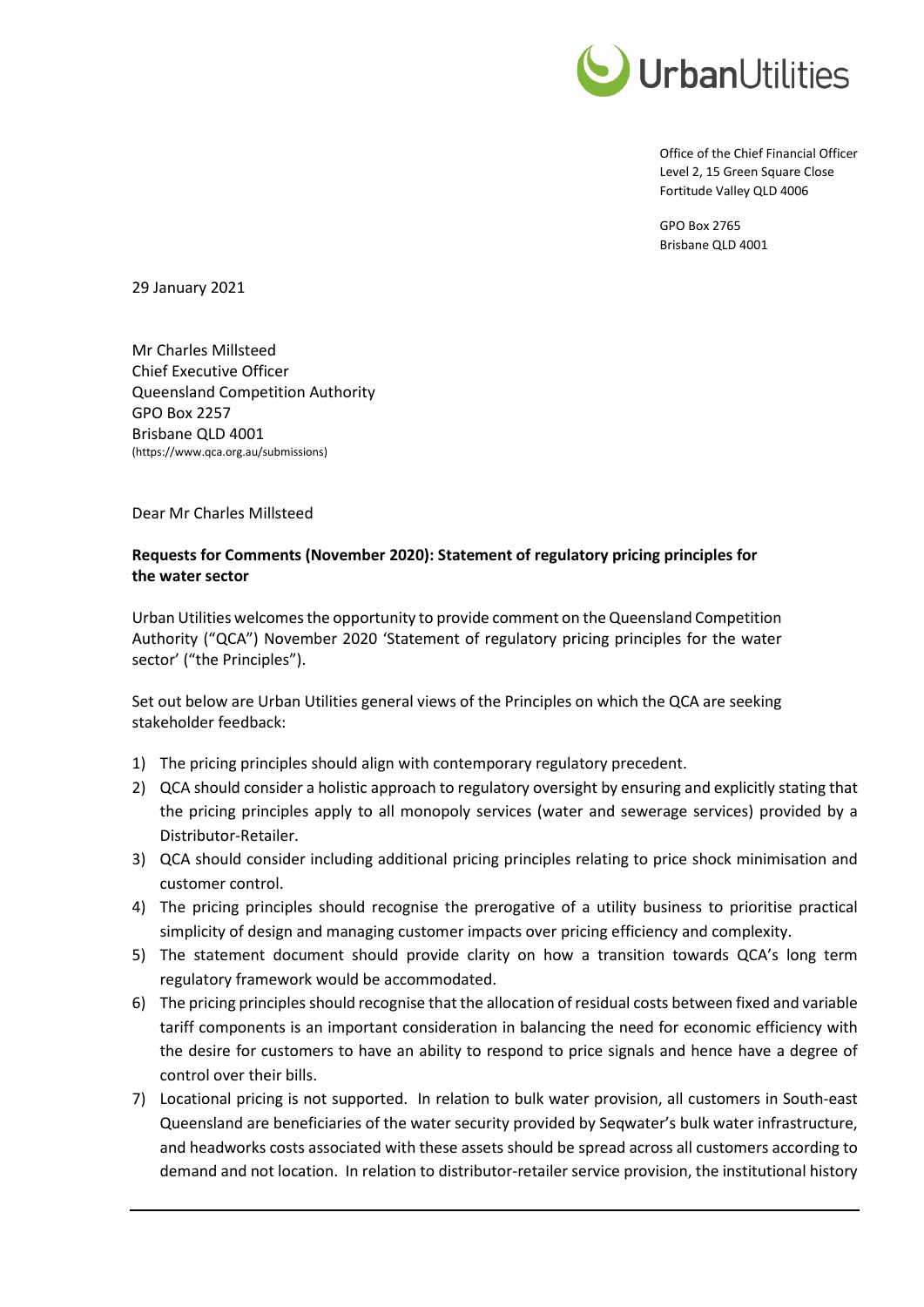UrbanUtilities

Office of the Chief Financial Officer
Level 2, 15 Green Square Close
Fortitude Valley QLD 4006

GPO Box 2765
Brisbane QLD 4001

29 January 2021

Mr Charles Millsteed
Chief Executive Officer
Queensland Competition Authority
GPO Box 2257
Brisbane QLD 4001
(https://www.qca.org.au/submissions)

Dear Mr Charles Millsteed

**Requests for Comments (November 2020): Statement of regulatory pricing principles for the water sector**

Urban Utilities welcomes the opportunity to provide comment on the Queensland Competition Authority ("QCA") November 2020 'Statement of regulatory pricing principles for the water sector' ("the Principles").

Set out below are Urban Utilities general views of the Principles on which the QCA are seeking stakeholder feedback:

1) The pricing principles should align with contemporary regulatory precedent.
2) QCA should consider a holistic approach to regulatory oversight by ensuring and explicitly stating that the pricing principles apply to all monopoly services (water and sewerage services) provided by a Distributor-Retailer.
3) QCA should consider including additional pricing principles relating to price shock minimisation and customer control.
4) The pricing principles should recognise the prerogative of a utility business to prioritise practical simplicity of design and managing customer impacts over pricing efficiency and complexity.
5) The statement document should provide clarity on how a transition towards QCA's long term regulatory framework would be accommodated.
6) The pricing principles should recognise that the allocation of residual costs between fixed and variable tariff components is an important consideration in balancing the need for economic efficiency with the desire for customers to have an ability to respond to price signals and hence have a degree of control over their bills.
7) Locational pricing is not supported. In relation to bulk water provision, all customers in South-east Queensland are beneficiaries of the water security provided by Seqwater's bulk water infrastructure, and headworks costs associated with these assets should be spread across all customers according to demand and not location. In relation to distributor-retailer service provision, the institutional history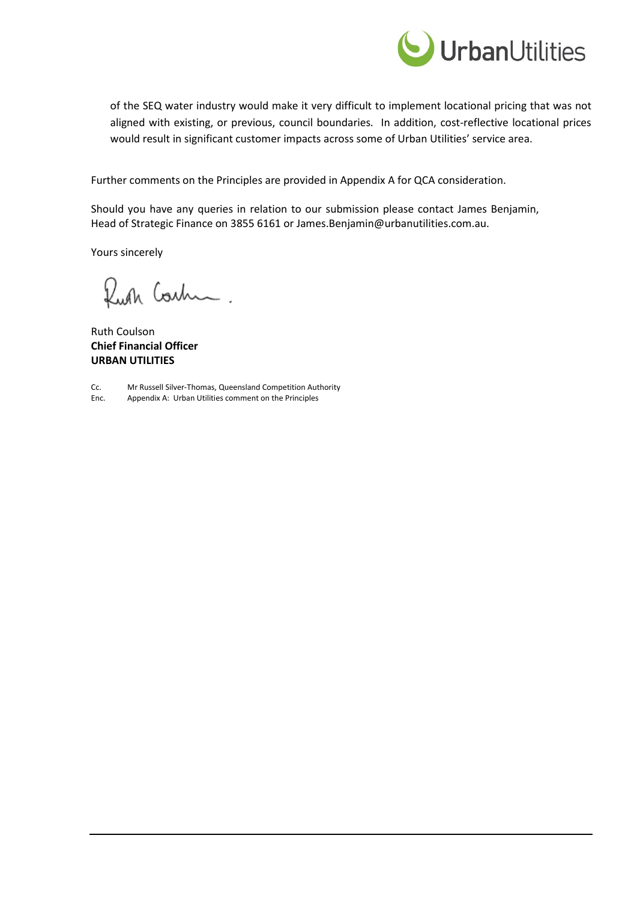of the SEQ water industry would make it very difficult to implement locational pricing that was not aligned with existing, or previous, council boundaries. In addition, cost-reflective locational prices would result in significant customer impacts across some of Urban Utilities' service area.

Further comments on the Principles are provided in Appendix A for QCA consideration.

Should you have any queries in relation to our submission please contact James Benjamin, Head of Strategic Finance on 3855 6161 or James.Benjamin@urbanutilities.com.au.

Yours sincerely

Ruth Coulson
**Chief Financial Officer**
**URBAN UTILITIES**

Cc. Mr Russell Silver-Thomas, Queensland Competition Authority
Enc. Appendix A: Urban Utilities comment on the Principles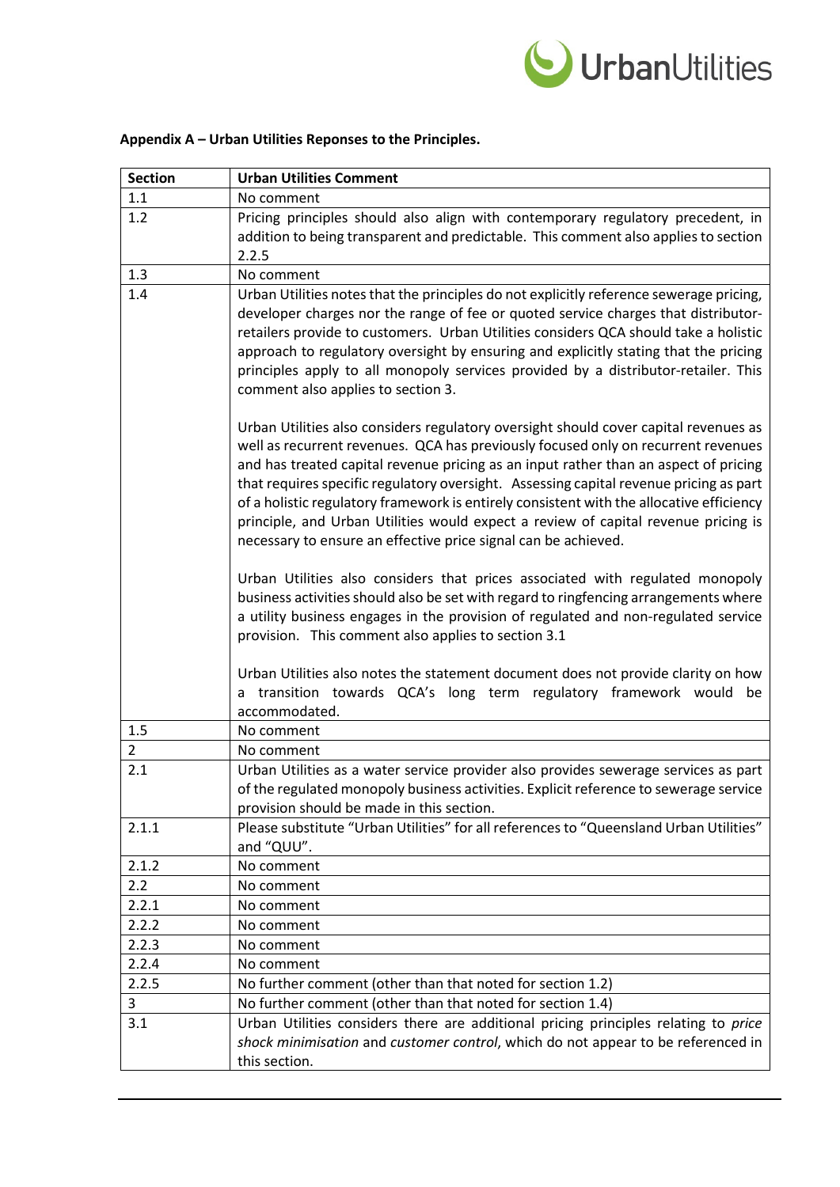**Appendix A – Urban Utilities Reponses to the Principles.**

| Section | Urban Utilities Comment |
|---|---|
| 1.1 | No comment |
| 1.2 | Pricing principles should also align with contemporary regulatory precedent, in addition to being transparent and predictable. This comment also applies to section 2.2.5 |
| 1.3 | No comment |
| 1.4 | Urban Utilities notes that the principles do not explicitly reference sewerage pricing, developer charges nor the range of fee or quoted service charges that distributor-retailers provide to customers. Urban Utilities considers QCA should take a holistic approach to regulatory oversight by ensuring and explicitly stating that the pricing principles apply to all monopoly services provided by a distributor-retailer. This comment also applies to section 3.<br><br>Urban Utilities also considers regulatory oversight should cover capital revenues as well as recurrent revenues. QCA has previously focused only on recurrent revenues and has treated capital revenue pricing as an input rather than an aspect of pricing that requires specific regulatory oversight. Assessing capital revenue pricing as part of a holistic regulatory framework is entirely consistent with the allocative efficiency principle, and Urban Utilities would expect a review of capital revenue pricing is necessary to ensure an effective price signal can be achieved.<br><br>Urban Utilities also considers that prices associated with regulated monopoly business activities should also be set with regard to ringfencing arrangements where a utility business engages in the provision of regulated and non-regulated service provision. This comment also applies to section 3.1<br><br>Urban Utilities also notes the statement document does not provide clarity on how a transition towards QCA's long term regulatory framework would be accommodated. |
| 1.5 | No comment |
| 2 | No comment |
| 2.1 | Urban Utilities as a water service provider also provides sewerage services as part of the regulated monopoly business activities. Explicit reference to sewerage service provision should be made in this section. |
| 2.1.1 | Please substitute "Urban Utilities" for all references to "Queensland Urban Utilities" and "QUU". |
| 2.1.2 | No comment |
| 2.2 | No comment |
| 2.2.1 | No comment |
| 2.2.2 | No comment |
| 2.2.3 | No comment |
| 2.2.4 | No comment |
| 2.2.5 | No further comment (other than that noted for section 1.2) |
| 3 | No further comment (other than that noted for section 1.4) |
| 3.1 | Urban Utilities considers there are additional pricing principles relating to *price shock minimisation* and *customer control*, which do not appear to be referenced in this section. |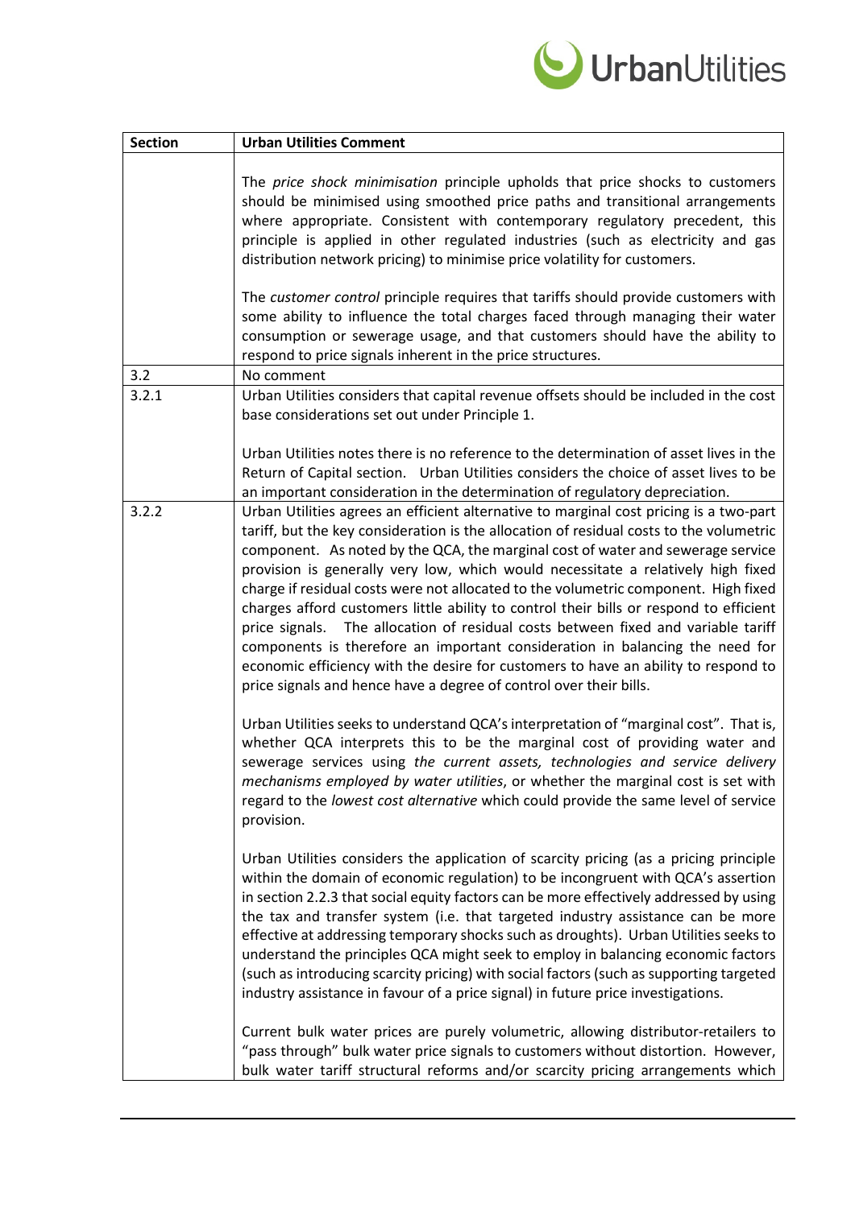| Section | Urban Utilities Comment |
|---|---|
| | The *price shock minimisation* principle upholds that price shocks to customers should be minimised using smoothed price paths and transitional arrangements where appropriate. Consistent with contemporary regulatory precedent, this principle is applied in other regulated industries (such as electricity and gas distribution network pricing) to minimise price volatility for customers.<br><br>The *customer control* principle requires that tariffs should provide customers with some ability to influence the total charges faced through managing their water consumption or sewerage usage, and that customers should have the ability to respond to price signals inherent in the price structures. |
| 3.2 | No comment |
| 3.2.1 | Urban Utilities considers that capital revenue offsets should be included in the cost base considerations set out under Principle 1.<br><br>Urban Utilities notes there is no reference to the determination of asset lives in the Return of Capital section. Urban Utilities considers the choice of asset lives to be an important consideration in the determination of regulatory depreciation. |
| 3.2.2 | Urban Utilities agrees an efficient alternative to marginal cost pricing is a two-part tariff, but the key consideration is the allocation of residual costs to the volumetric component. As noted by the QCA, the marginal cost of water and sewerage service provision is generally very low, which would necessitate a relatively high fixed charge if residual costs were not allocated to the volumetric component. High fixed charges afford customers little ability to control their bills or respond to efficient price signals. The allocation of residual costs between fixed and variable tariff components is therefore an important consideration in balancing the need for economic efficiency with the desire for customers to have an ability to respond to price signals and hence have a degree of control over their bills.<br><br>Urban Utilities seeks to understand QCA's interpretation of "marginal cost". That is, whether QCA interprets this to be the marginal cost of providing water and sewerage services using *the current assets, technologies and service delivery mechanisms employed by water utilities*, or whether the marginal cost is set with regard to the *lowest cost alternative* which could provide the same level of service provision.<br><br>Urban Utilities considers the application of scarcity pricing (as a pricing principle within the domain of economic regulation) to be incongruent with QCA's assertion in section 2.2.3 that social equity factors can be more effectively addressed by using the tax and transfer system (i.e. that targeted industry assistance can be more effective at addressing temporary shocks such as droughts). Urban Utilities seeks to understand the principles QCA might seek to employ in balancing economic factors (such as introducing scarcity pricing) with social factors (such as supporting targeted industry assistance in favour of a price signal) in future price investigations.<br><br>Current bulk water prices are purely volumetric, allowing distributor-retailers to "pass through" bulk water price signals to customers without distortion. However, bulk water tariff structural reforms and/or scarcity pricing arrangements which |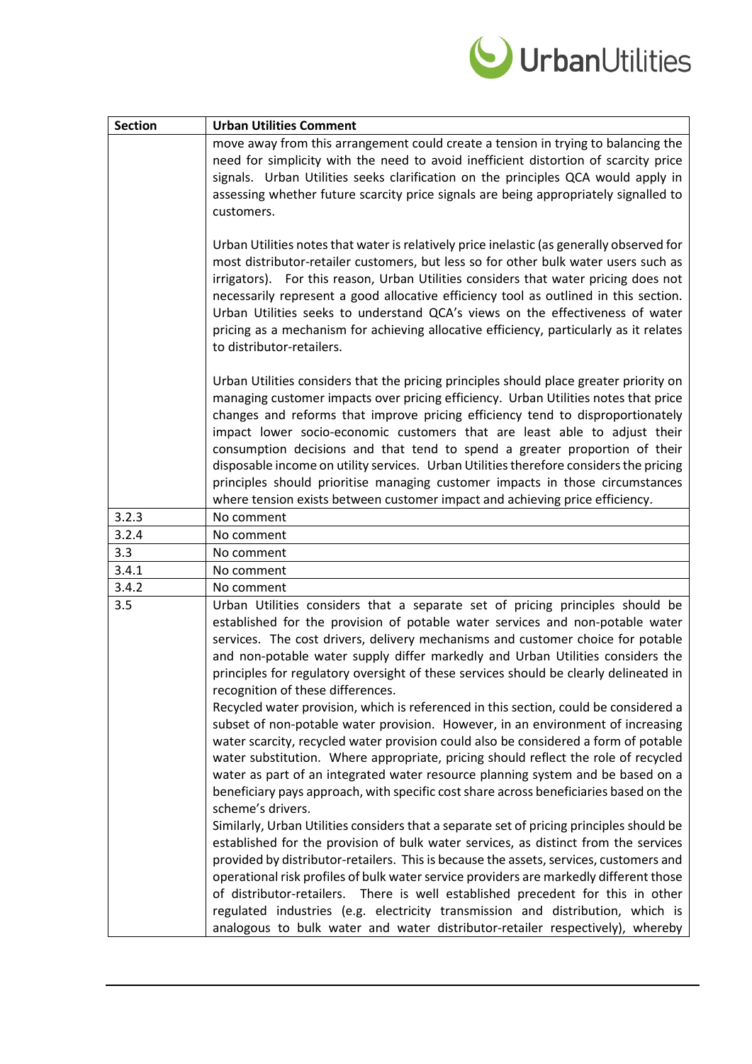| Section | Urban Utilities Comment |
| --- | --- |
| | move away from this arrangement could create a tension in trying to balancing the need for simplicity with the need to avoid inefficient distortion of scarcity price signals. Urban Utilities seeks clarification on the principles QCA would apply in assessing whether future scarcity price signals are being appropriately signalled to customers.<br><br>Urban Utilities notes that water is relatively price inelastic (as generally observed for most distributor-retailer customers, but less so for other bulk water users such as irrigators). For this reason, Urban Utilities considers that water pricing does not necessarily represent a good allocative efficiency tool as outlined in this section. Urban Utilities seeks to understand QCA's views on the effectiveness of water pricing as a mechanism for achieving allocative efficiency, particularly as it relates to distributor-retailers.<br><br>Urban Utilities considers that the pricing principles should place greater priority on managing customer impacts over pricing efficiency. Urban Utilities notes that price changes and reforms that improve pricing efficiency tend to disproportionately impact lower socio-economic customers that are least able to adjust their consumption decisions and that tend to spend a greater proportion of their disposable income on utility services. Urban Utilities therefore considers the pricing principles should prioritise managing customer impacts in those circumstances where tension exists between customer impact and achieving price efficiency. |
| 3.2.3 | No comment |
| 3.2.4 | No comment |
| 3.3 | No comment |
| 3.4.1 | No comment |
| 3.4.2 | No comment |
| 3.5 | Urban Utilities considers that a separate set of pricing principles should be established for the provision of potable water services and non-potable water services. The cost drivers, delivery mechanisms and customer choice for potable and non-potable water supply differ markedly and Urban Utilities considers the principles for regulatory oversight of these services should be clearly delineated in recognition of these differences.<br>Recycled water provision, which is referenced in this section, could be considered a subset of non-potable water provision. However, in an environment of increasing water scarcity, recycled water provision could also be considered a form of potable water substitution. Where appropriate, pricing should reflect the role of recycled water as part of an integrated water resource planning system and be based on a beneficiary pays approach, with specific cost share across beneficiaries based on the scheme's drivers.<br>Similarly, Urban Utilities considers that a separate set of pricing principles should be established for the provision of bulk water services, as distinct from the services provided by distributor-retailers. This is because the assets, services, customers and operational risk profiles of bulk water service providers are markedly different those of distributor-retailers. There is well established precedent for this in other regulated industries (e.g. electricity transmission and distribution, which is analogous to bulk water and water distributor-retailer respectively), whereby |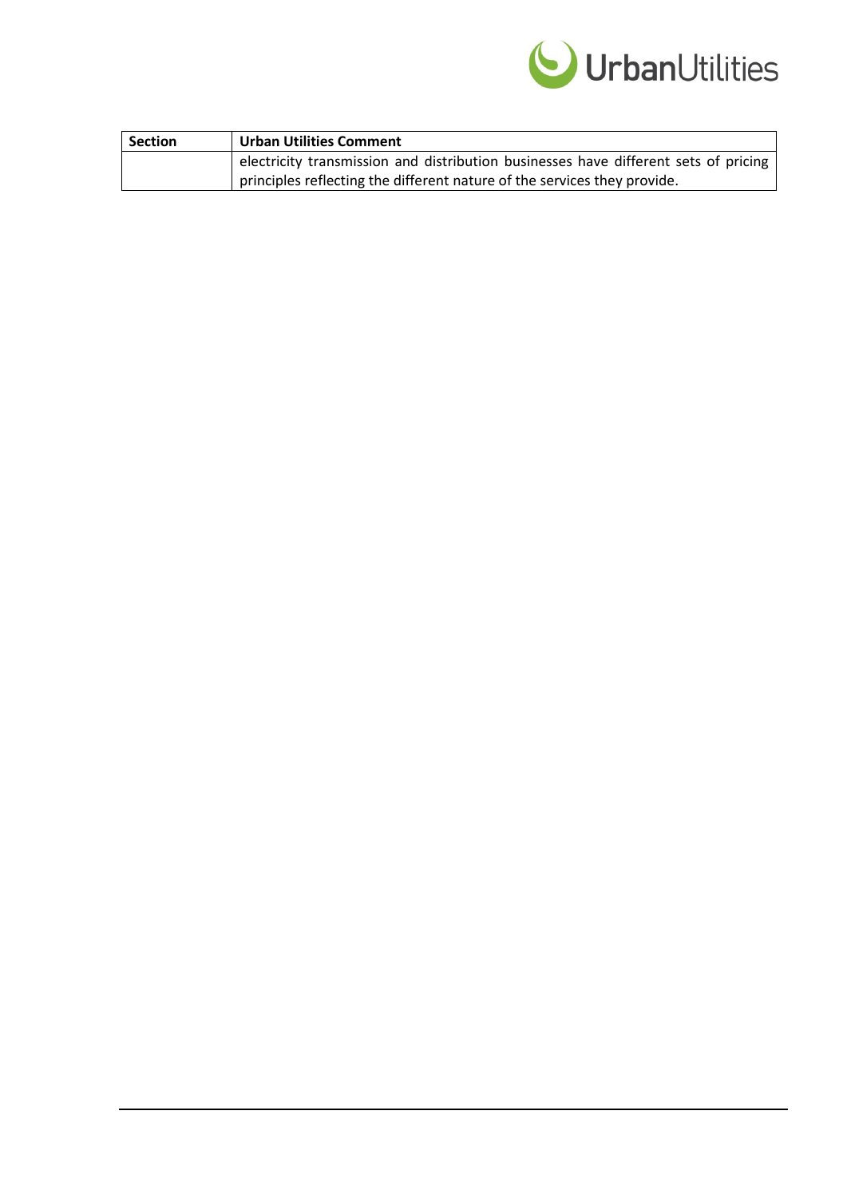| Section | Urban Utilities Comment |
| --- | --- |
| | electricity transmission and distribution businesses have different sets of pricing principles reflecting the different nature of the services they provide. |